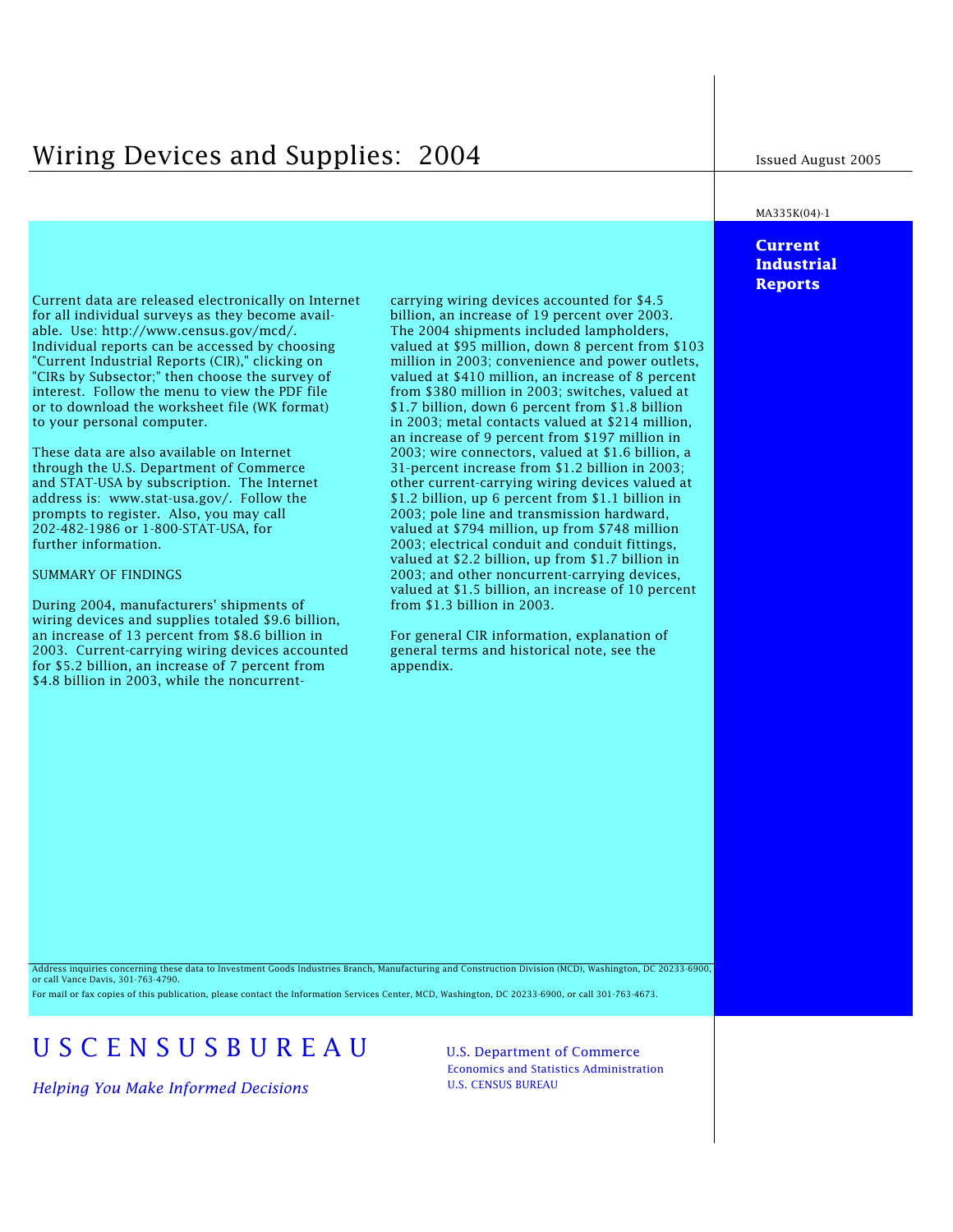# Wiring Devices and Supplies: 2004

Issued August 2005

MA335K(04)-1

**Current Industrial Reports**

Current data are released electronically on Internet for all individual surveys as they become available. Use: http://www.census.gov/mcd/. Individual reports can be accessed by choosing "Current Industrial Reports (CIR)," clicking on "CIRs by Subsector;" then choose the survey of interest. Follow the menu to view the PDF file or to download the worksheet file (WK format) to your personal computer.

These data are also available on Internet through the U.S. Department of Commerce and STAT-USA by subscription. The Internet address is: www.stat-usa.gov/. Follow the prompts to register. Also, you may call 202-482-1986 or 1-800-STAT-USA, for further information.

SUMMARY OF FINDINGS

During 2004, manufacturers' shipments of wiring devices and supplies totaled $9.6 billion, an increase of 13 percent from $8.6 billion in 2003. Current-carrying wiring devices accounted for $5.2 billion, an increase of 7 percent from $4.8 billion in 2003, while the noncurrent-carrying wiring devices accounted for $4.5 billion, an increase of 19 percent over 2003. The 2004 shipments included lampholders, valued at $95 million, down 8 percent from $103 million in 2003; convenience and power outlets, valued at $410 million, an increase of 8 percent from $380 million in 2003; switches, valued at $1.7 billion, down 6 percent from $1.8 billion in 2003; metal contacts valued at $214 million, an increase of 9 percent from $197 million in 2003; wire connectors, valued at $1.6 billion, a 31-percent increase from $1.2 billion in 2003; other current-carrying wiring devices valued at $1.2 billion, up 6 percent from $1.1 billion in 2003; pole line and transmission hardward, valued at $794 million, up from $748 million 2003; electrical conduit and conduit fittings, valued at $2.2 billion, up from $1.7 billion in 2003; and other noncurrent-carrying devices, valued at $1.5 billion, an increase of 10 percent from $1.3 billion in 2003.

For general CIR information, explanation of general terms and historical note, see the appendix.

Address inquiries concerning these data to Investment Goods Industries Branch, Manufacturing and Construction Division (MCD), Washington, DC 20233-6900, or call Vance Davis, 301-763-4790.

For mail or fax copies of this publication, please contact the Information Services Center, MCD, Washington, DC 20233-6900, or call 301-763-4673.

U S C E N S U S B U R E A U

*Helping You Make Informed Decisions*

U.S. Department of Commerce
Economics and Statistics Administration
U.S. CENSUS BUREAU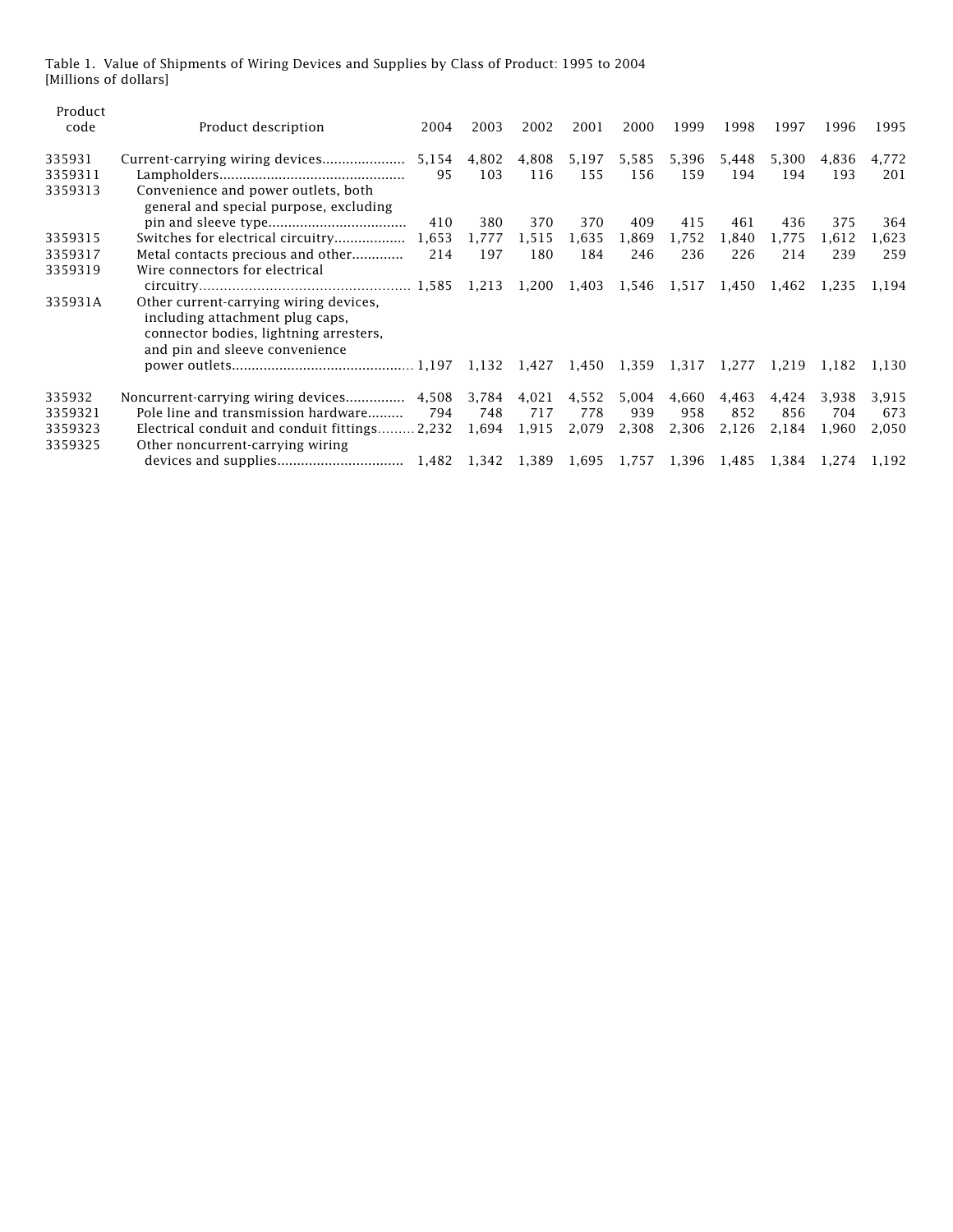Table 1. Value of Shipments of Wiring Devices and Supplies by Class of Product: 1995 to 2004
[Millions of dollars]

| Product code | Product description | 2004 | 2003 | 2002 | 2001 | 2000 | 1999 | 1998 | 1997 | 1996 | 1995 |
|---|---|---|---|---|---|---|---|---|---|---|---|
| 335931 | Current-carrying wiring devices | 5,154 | 4,802 | 4,808 | 5,197 | 5,585 | 5,396 | 5,448 | 5,300 | 4,836 | 4,772 |
| 3359311 | Lampholders | 95 | 103 | 116 | 155 | 156 | 159 | 194 | 194 | 193 | 201 |
| 3359313 | Convenience and power outlets, both general and special purpose, excluding pin and sleeve type | 410 | 380 | 370 | 370 | 409 | 415 | 461 | 436 | 375 | 364 |
| 3359315 | Switches for electrical circuitry | 1,653 | 1,777 | 1,515 | 1,635 | 1,869 | 1,752 | 1,840 | 1,775 | 1,612 | 1,623 |
| 3359317 | Metal contacts precious and other | 214 | 197 | 180 | 184 | 246 | 236 | 226 | 214 | 239 | 259 |
| 3359319 | Wire connectors for electrical circuitry | 1,585 | 1,213 | 1,200 | 1,403 | 1,546 | 1,517 | 1,450 | 1,462 | 1,235 | 1,194 |
| 335931A | Other current-carrying wiring devices, including attachment plug caps, connector bodies, lightning arresters, and pin and sleeve convenience power outlets | 1,197 | 1,132 | 1,427 | 1,450 | 1,359 | 1,317 | 1,277 | 1,219 | 1,182 | 1,130 |
| | | | | | | | | | | | |
| 335932 | Noncurrent-carrying wiring devices | 4,508 | 3,784 | 4,021 | 4,552 | 5,004 | 4,660 | 4,463 | 4,424 | 3,938 | 3,915 |
| 3359321 | Pole line and transmission hardware | 794 | 748 | 717 | 778 | 939 | 958 | 852 | 856 | 704 | 673 |
| 3359323 | Electrical conduit and conduit fittings | 2,232 | 1,694 | 1,915 | 2,079 | 2,308 | 2,306 | 2,126 | 2,184 | 1,960 | 2,050 |
| 3359325 | Other noncurrent-carrying wiring devices and supplies | 1,482 | 1,342 | 1,389 | 1,695 | 1,757 | 1,396 | 1,485 | 1,384 | 1,274 | 1,192 |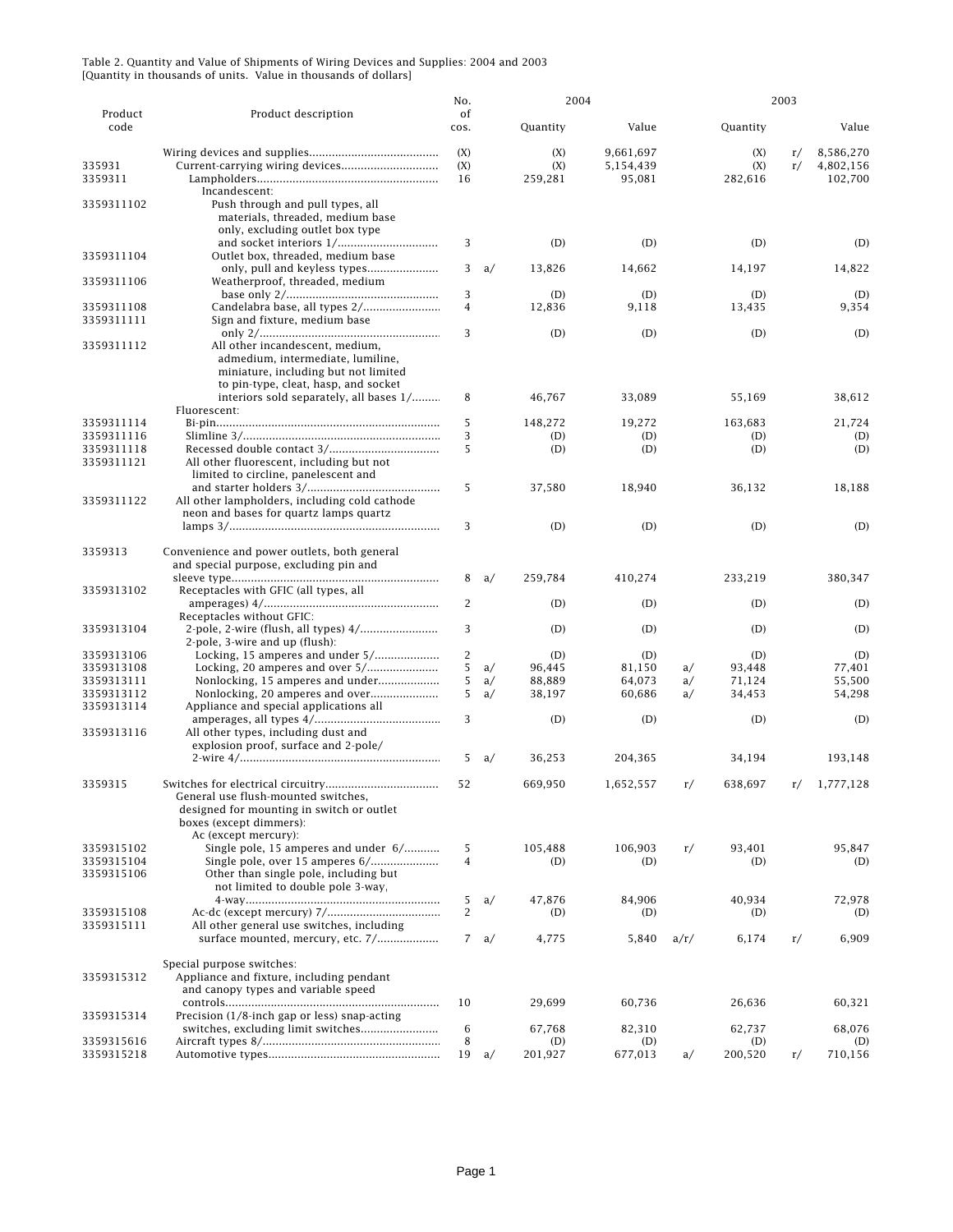Table 2. Quantity and Value of Shipments of Wiring Devices and Supplies: 2004 and 2003
[Quantity in thousands of units. Value in thousands of dollars]

| Product code | Product description | No. of cos. | | 2004 Quantity | 2004 Value | | 2003 Quantity | | 2003 Value |
|---|---|---|---|---|---|---|---|---|---|
| | Wiring devices and supplies | (X) | | (X) | 9,661,697 | | (X) | r/ | 8,586,270 |
| 335931 | Current-carrying wiring devices | (X) | | (X) | 5,154,439 | | (X) | r/ | 4,802,156 |
| 3359311 | Lampholders | 16 | | 259,281 | 95,081 | | 282,616 | | 102,700 |
| | Incandescent: | | | | | | | | |
| 3359311102 | Push through and pull types, all materials, threaded, medium base only, excluding outlet box type and socket interiors 1/ | 3 | | (D) | (D) | | (D) | | (D) |
| 3359311104 | Outlet box, threaded, medium base only, pull and keyless types | 3 | a/ | 13,826 | 14,662 | | 14,197 | | 14,822 |
| 3359311106 | Weatherproof, threaded, medium base only 2/ | 3 | | (D) | (D) | | (D) | | (D) |
| 3359311108 | Candelabra base, all types 2/ | 4 | | 12,836 | 9,118 | | 13,435 | | 9,354 |
| 3359311111 | Sign and fixture, medium base only 2/ | 3 | | (D) | (D) | | (D) | | (D) |
| 3359311112 | All other incandescent, medium, admedium, intermediate, lumiline, miniature, including but not limited to pin-type, cleat, hasp, and socket interiors sold separately, all bases 1/ | 8 | | 46,767 | 33,089 | | 55,169 | | 38,612 |
| | Fluorescent: | | | | | | | | |
| 3359311114 | Bi-pin | 5 | | 148,272 | 19,272 | | 163,683 | | 21,724 |
| 3359311116 | Slimline 3/ | 3 | | (D) | (D) | | (D) | | (D) |
| 3359311118 | Recessed double contact 3/ | 5 | | (D) | (D) | | (D) | | (D) |
| 3359311121 | All other fluorescent, including but not limited to circline, panelescent and and starter holders 3/ | 5 | | 37,580 | 18,940 | | 36,132 | | 18,188 |
| 3359311122 | All other lampholders, including cold cathode neon and bases for quartz lamps quartz lamps 3/ | 3 | | (D) | (D) | | (D) | | (D) |
| 3359313 | Convenience and power outlets, both general and special purpose, excluding pin and sleeve type | 8 | a/ | 259,784 | 410,274 | | 233,219 | | 380,347 |
| 3359313102 | Receptacles with GFIC (all types, all amperages) 4/ | 2 | | (D) | (D) | | (D) | | (D) |
| | Receptacles without GFIC: | | | | | | | | |
| 3359313104 | 2-pole, 2-wire (flush, all types) 4/ | 3 | | (D) | (D) | | (D) | | (D) |
| | 2-pole, 3-wire and up (flush): | | | | | | | | |
| 3359313106 | Locking, 15 amperes and under 5/ | 2 | | (D) | (D) | | (D) | | (D) |
| 3359313108 | Locking, 20 amperes and over 5/ | 5 | a/ | 96,445 | 81,150 | a/ | 93,448 | | 77,401 |
| 3359313111 | Nonlocking, 15 amperes and under | 5 | a/ | 88,889 | 64,073 | a/ | 71,124 | | 55,500 |
| 3359313112 | Nonlocking, 20 amperes and over | 5 | a/ | 38,197 | 60,686 | a/ | 34,453 | | 54,298 |
| 3359313114 | Appliance and special applications all amperages, all types 4/ | 3 | | (D) | (D) | | (D) | | (D) |
| 3359313116 | All other types, including dust and explosion proof, surface and 2-pole/ 2-wire 4/ | 5 | a/ | 36,253 | 204,365 | | 34,194 | | 193,148 |
| 3359315 | Switches for electrical circuitry | 52 | | 669,950 | 1,652,557 | r/ | 638,697 | r/ | 1,777,128 |
| | General use flush-mounted switches, designed for mounting in switch or outlet boxes (except dimmers): | | | | | | | | |
| | Ac (except mercury): | | | | | | | | |
| 3359315102 | Single pole, 15 amperes and under 6/ | 5 | | 105,488 | 106,903 | r/ | 93,401 | | 95,847 |
| 3359315104 | Single pole, over 15 amperes 6/ | 4 | | (D) | (D) | | (D) | | (D) |
| 3359315106 | Other than single pole, including but not limited to double pole 3-way, 4-way | 5 | a/ | 47,876 | 84,906 | | 40,934 | | 72,978 |
| 3359315108 | Ac-dc (except mercury) 7/ | 2 | | (D) | (D) | | (D) | | (D) |
| 3359315111 | All other general use switches, including surface mounted, mercury, etc. 7/ | 7 | a/ | 4,775 | 5,840 | a/r/ | 6,174 | r/ | 6,909 |
| | Special purpose switches: | | | | | | | | |
| 3359315312 | Appliance and fixture, including pendant and canopy types and variable speed controls | 10 | | 29,699 | 60,736 | | 26,636 | | 60,321 |
| 3359315314 | Precision (1/8-inch gap or less) snap-acting switches, excluding limit switches | 6 | | 67,768 | 82,310 | | 62,737 | | 68,076 |
| 3359315616 | Aircraft types 8/ | 8 | | (D) | (D) | | (D) | | (D) |
| 3359315218 | Automotive types | 19 | a/ | 201,927 | 677,013 | a/ | 200,520 | r/ | 710,156 |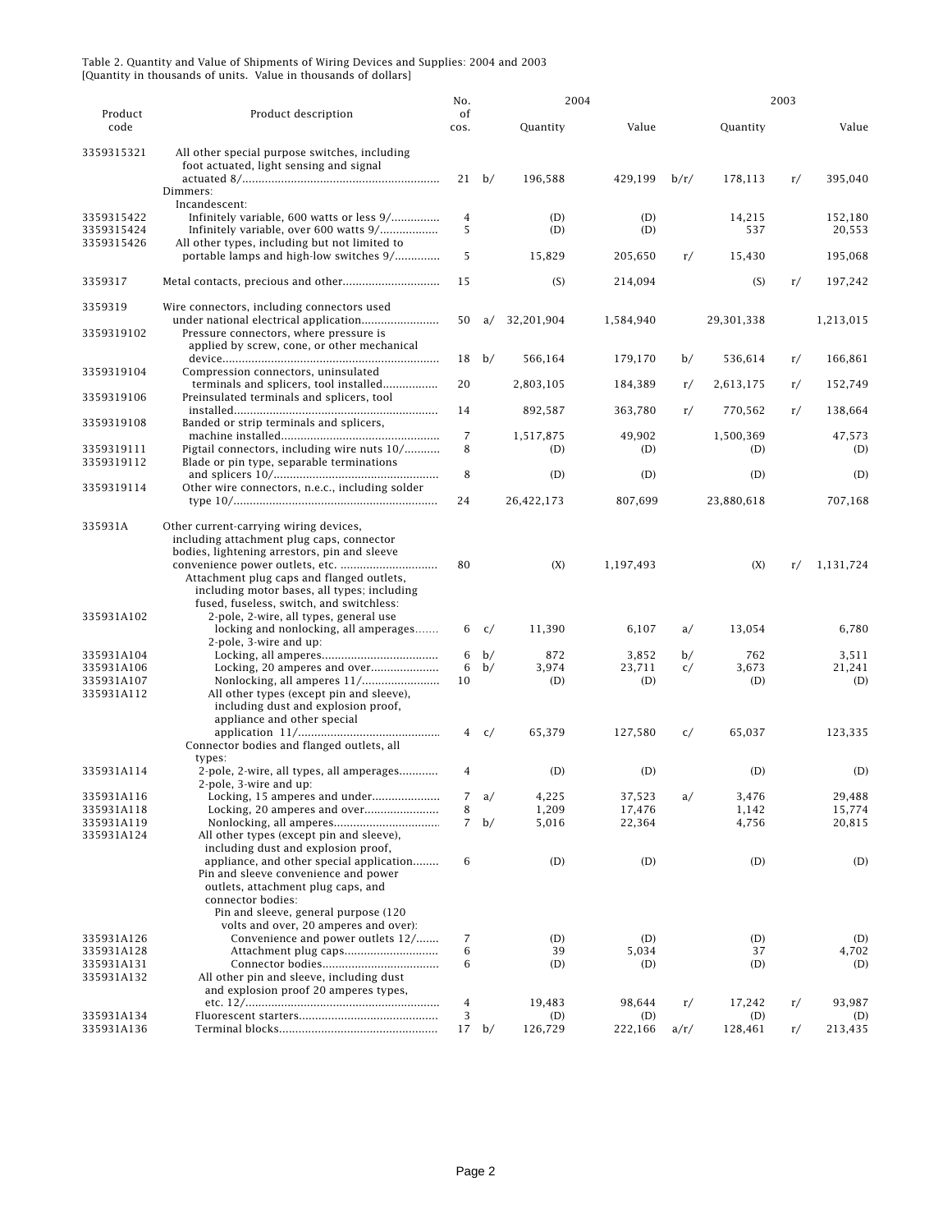Table 2. Quantity and Value of Shipments of Wiring Devices and Supplies: 2004 and 2003
[Quantity in thousands of units. Value in thousands of dollars]

| Product code | Product description | No. of cos. | | 2004 Quantity | 2004 Value | | 2003 Quantity | | 2003 Value |
|---|---|---|---|---|---|---|---|---|---|
| 3359315321 | All other special purpose switches, including foot actuated, light sensing and signal actuated 8/ | 21 | b/ | 196,588 | 429,199 | b/r/ | 178,113 | r/ | 395,040 |
| | Dimmers: | | | | | | | | |
| | Incandescent: | | | | | | | | |
| 3359315422 | Infinitely variable, 600 watts or less 9/ | 4 | | (D) | (D) | | 14,215 | | 152,180 |
| 3359315424 | Infinitely variable, over 600 watts 9/ | 5 | | (D) | (D) | | 537 | | 20,553 |
| 3359315426 | All other types, including but not limited to portable lamps and high-low switches 9/ | 5 | | 15,829 | 205,650 | r/ | 15,430 | | 195,068 |
| 3359317 | Metal contacts, precious and other | 15 | | (S) | 214,094 | | (S) | r/ | 197,242 |
| 3359319 | Wire connectors, including connectors used under national electrical application | 50 | a/ | 32,201,904 | 1,584,940 | | 29,301,338 | | 1,213,015 |
| 3359319102 | Pressure connectors, where pressure is applied by screw, cone, or other mechanical device | 18 | b/ | 566,164 | 179,170 | b/ | 536,614 | r/ | 166,861 |
| 3359319104 | Compression connectors, uninsulated terminals and splicers, tool installed | 20 | | 2,803,105 | 184,389 | r/ | 2,613,175 | r/ | 152,749 |
| 3359319106 | Preinsulated terminals and splicers, tool installed | 14 | | 892,587 | 363,780 | r/ | 770,562 | r/ | 138,664 |
| 3359319108 | Banded or strip terminals and splicers, machine installed | 7 | | 1,517,875 | 49,902 | | 1,500,369 | | 47,573 |
| 3359319111 | Pigtail connectors, including wire nuts 10/ | 8 | | (D) | (D) | | (D) | | (D) |
| 3359319112 | Blade or pin type, separable terminations and splicers 10/ | 8 | | (D) | (D) | | (D) | | (D) |
| 3359319114 | Other wire connectors, n.e.c., including solder type 10/ | 24 | | 26,422,173 | 807,699 | | 23,880,618 | | 707,168 |
| 335931A | Other current-carrying wiring devices, including attachment plug caps, connector bodies, lightening arrestors, pin and sleeve convenience power outlets, etc. | 80 | | (X) | 1,197,493 | | (X) | r/ | 1,131,724 |
| | Attachment plug caps and flanged outlets, including motor bases, all types; including fused, fuseless, switch, and switchless: | | | | | | | | |
| 335931A102 | 2-pole, 2-wire, all types, general use locking and nonlocking, all amperages | 6 | c/ | 11,390 | 6,107 | a/ | 13,054 | | 6,780 |
| | 2-pole, 3-wire and up: | | | | | | | | |
| 335931A104 | Locking, all amperes | 6 | b/ | 872 | 3,852 | b/ | 762 | | 3,511 |
| 335931A106 | Locking, 20 amperes and over | 6 | b/ | 3,974 | 23,711 | c/ | 3,673 | | 21,241 |
| 335931A107 | Nonlocking, all amperes 11/ | 10 | | (D) | (D) | | (D) | | (D) |
| 335931A112 | All other types (except pin and sleeve), including dust and explosion proof, appliance and other special application 11/ | 4 | c/ | 65,379 | 127,580 | c/ | 65,037 | | 123,335 |
| | Connector bodies and flanged outlets, all types: | | | | | | | | |
| 335931A114 | 2-pole, 2-wire, all types, all amperages | 4 | | (D) | (D) | | (D) | | (D) |
| | 2-pole, 3-wire and up: | | | | | | | | |
| 335931A116 | Locking, 15 amperes and under | 7 | a/ | 4,225 | 37,523 | a/ | 3,476 | | 29,488 |
| 335931A118 | Locking, 20 amperes and over | 8 | | 1,209 | 17,476 | | 1,142 | | 15,774 |
| 335931A119 | Nonlocking, all amperes | 7 | b/ | 5,016 | 22,364 | | 4,756 | | 20,815 |
| 335931A124 | All other types (except pin and sleeve), including dust and explosion proof, appliance, and other special application | 6 | | (D) | (D) | | (D) | | (D) |
| | Pin and sleeve convenience and power outlets, attachment plug caps, and connector bodies: | | | | | | | | |
| | Pin and sleeve, general purpose (120 volts and over, 20 amperes and over): | | | | | | | | |
| 335931A126 | Convenience and power outlets 12/ | 7 | | (D) | (D) | | (D) | | (D) |
| 335931A128 | Attachment plug caps | 6 | | 39 | 5,034 | | 37 | | 4,702 |
| 335931A131 | Connector bodies | 6 | | (D) | (D) | | (D) | | (D) |
| 335931A132 | All other pin and sleeve, including dust and explosion proof 20 amperes types, etc. 12/ | 4 | | 19,483 | 98,644 | r/ | 17,242 | r/ | 93,987 |
| 335931A134 | Fluorescent starters | 3 | | (D) | (D) | | (D) | | (D) |
| 335931A136 | Terminal blocks | 17 | b/ | 126,729 | 222,166 | a/r/ | 128,461 | r/ | 213,435 |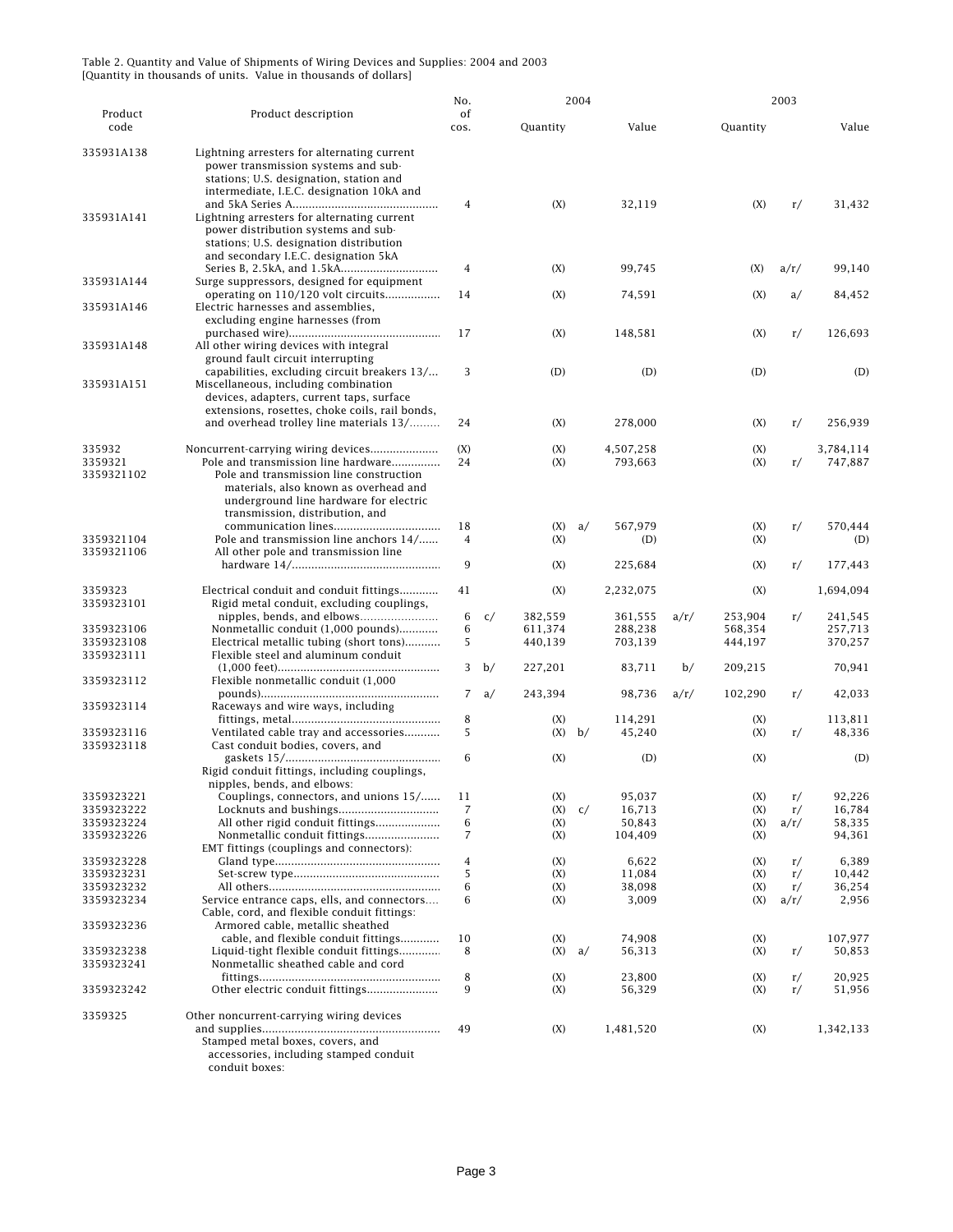Table 2. Quantity and Value of Shipments of Wiring Devices and Supplies: 2004 and 2003
[Quantity in thousands of units. Value in thousands of dollars]

| Product code | Product description | No. of cos. | | 2004 Quantity | | 2004 Value | | 2003 Quantity | | 2003 Value |
|---|---|---|---|---|---|---|---|---|---|---|
| 335931A138 | Lightning arresters for alternating current power transmission systems and sub-stations; U.S. designation, station and intermediate, I.E.C. designation 10kA and and 5kA Series A | 4 | | (X) | | 32,119 | | (X) | r/ | 31,432 |
| 335931A141 | Lightning arresters for alternating current power distribution systems and sub-stations; U.S. designation distribution and secondary I.E.C. designation 5kA Series B, 2.5kA, and 1.5kA | 4 | | (X) | | 99,745 | | (X) | a/r/ | 99,140 |
| 335931A144 | Surge suppressors, designed for equipment operating on 110/120 volt circuits | 14 | | (X) | | 74,591 | | (X) | a/ | 84,452 |
| 335931A146 | Electric harnesses and assemblies, excluding engine harnesses (from purchased wire) | 17 | | (X) | | 148,581 | | (X) | r/ | 126,693 |
| 335931A148 | All other wiring devices with integral ground fault circuit interrupting capabilities, excluding circuit breakers 13/ | 3 | | (D) | | (D) | | (D) | | (D) |
| 335931A151 | Miscellaneous, including combination devices, adapters, current taps, surface extensions, rosettes, choke coils, rail bonds, and overhead trolley line materials 13/ | 24 | | (X) | | 278,000 | | (X) | r/ | 256,939 |
| 335932 | Noncurrent-carrying wiring devices | (X) | | (X) | | 4,507,258 | | (X) | | 3,784,114 |
| 3359321 | Pole and transmission line hardware | 24 | | (X) | | 793,663 | | (X) | r/ | 747,887 |
| 3359321102 | Pole and transmission line construction materials, also known as overhead and underground line hardware for electric transmission, distribution, and communication lines | 18 | | (X) | a/ | 567,979 | | (X) | r/ | 570,444 |
| 3359321104 | Pole and transmission line anchors 14/ | 4 | | (X) | | (D) | | (X) | | (D) |
| 3359321106 | All other pole and transmission line hardware 14/ | 9 | | (X) | | 225,684 | | (X) | r/ | 177,443 |
| 3359323 | Electrical conduit and conduit fittings | 41 | | (X) | | 2,232,075 | | (X) | | 1,694,094 |
| 3359323101 | Rigid metal conduit, excluding couplings, nipples, bends, and elbows | 6 | c/ | 382,559 | | 361,555 | a/r/ | 253,904 | r/ | 241,545 |
| 3359323106 | Nonmetallic conduit (1,000 pounds) | 6 | | 611,374 | | 288,238 | | 568,354 | | 257,713 |
| 3359323108 | Electrical metallic tubing (short tons) | 5 | | 440,139 | | 703,139 | | 444,197 | | 370,257 |
| 3359323111 | Flexible steel and aluminum conduit (1,000 feet) | 3 | b/ | 227,201 | | 83,711 | b/ | 209,215 | | 70,941 |
| 3359323112 | Flexible nonmetallic conduit (1,000 pounds) | 7 | a/ | 243,394 | | 98,736 | a/r/ | 102,290 | r/ | 42,033 |
| 3359323114 | Raceways and wire ways, including fittings, metal | 8 | | (X) | | 114,291 | | (X) | | 113,811 |
| 3359323116 | Ventilated cable tray and accessories | 5 | | (X) | b/ | 45,240 | | (X) | r/ | 48,336 |
| 3359323118 | Cast conduit bodies, covers, and gaskets 15/ | 6 | | (X) | | (D) | | (X) | | (D) |
| | Rigid conduit fittings, including couplings, nipples, bends, and elbows: | | | | | | | | | |
| 3359323221 | Couplings, connectors, and unions 15/ | 11 | | (X) | | 95,037 | | (X) | r/ | 92,226 |
| 3359323222 | Locknuts and bushings | 7 | | (X) | c/ | 16,713 | | (X) | r/ | 16,784 |
| 3359323224 | All other rigid conduit fittings | 6 | | (X) | | 50,843 | | (X) | a/r/ | 58,335 |
| 3359323226 | Nonmetallic conduit fittings | 7 | | (X) | | 104,409 | | (X) | | 94,361 |
| | EMT fittings (couplings and connectors): | | | | | | | | | |
| 3359323228 | Gland type | 4 | | (X) | | 6,622 | | (X) | r/ | 6,389 |
| 3359323231 | Set-screw type | 5 | | (X) | | 11,084 | | (X) | r/ | 10,442 |
| 3359323232 | All others | 6 | | (X) | | 38,098 | | (X) | r/ | 36,254 |
| 3359323234 | Service entrance caps, ells, and connectors | 6 | | (X) | | 3,009 | | (X) | a/r/ | 2,956 |
| | Cable, cord, and flexible conduit fittings: | | | | | | | | | |
| 3359323236 | Armored cable, metallic sheathed cable, and flexible conduit fittings | 10 | | (X) | | 74,908 | | (X) | | 107,977 |
| 3359323238 | Liquid-tight flexible conduit fittings | 8 | | (X) | a/ | 56,313 | | (X) | r/ | 50,853 |
| 3359323241 | Nonmetallic sheathed cable and cord fittings | 8 | | (X) | | 23,800 | | (X) | r/ | 20,925 |
| 3359323242 | Other electric conduit fittings | 9 | | (X) | | 56,329 | | (X) | r/ | 51,956 |
| 3359325 | Other noncurrent-carrying wiring devices and supplies | 49 | | (X) | | 1,481,520 | | (X) | | 1,342,133 |
| | Stamped metal boxes, covers, and accessories, including stamped conduit conduit boxes: | | | | | | | | | |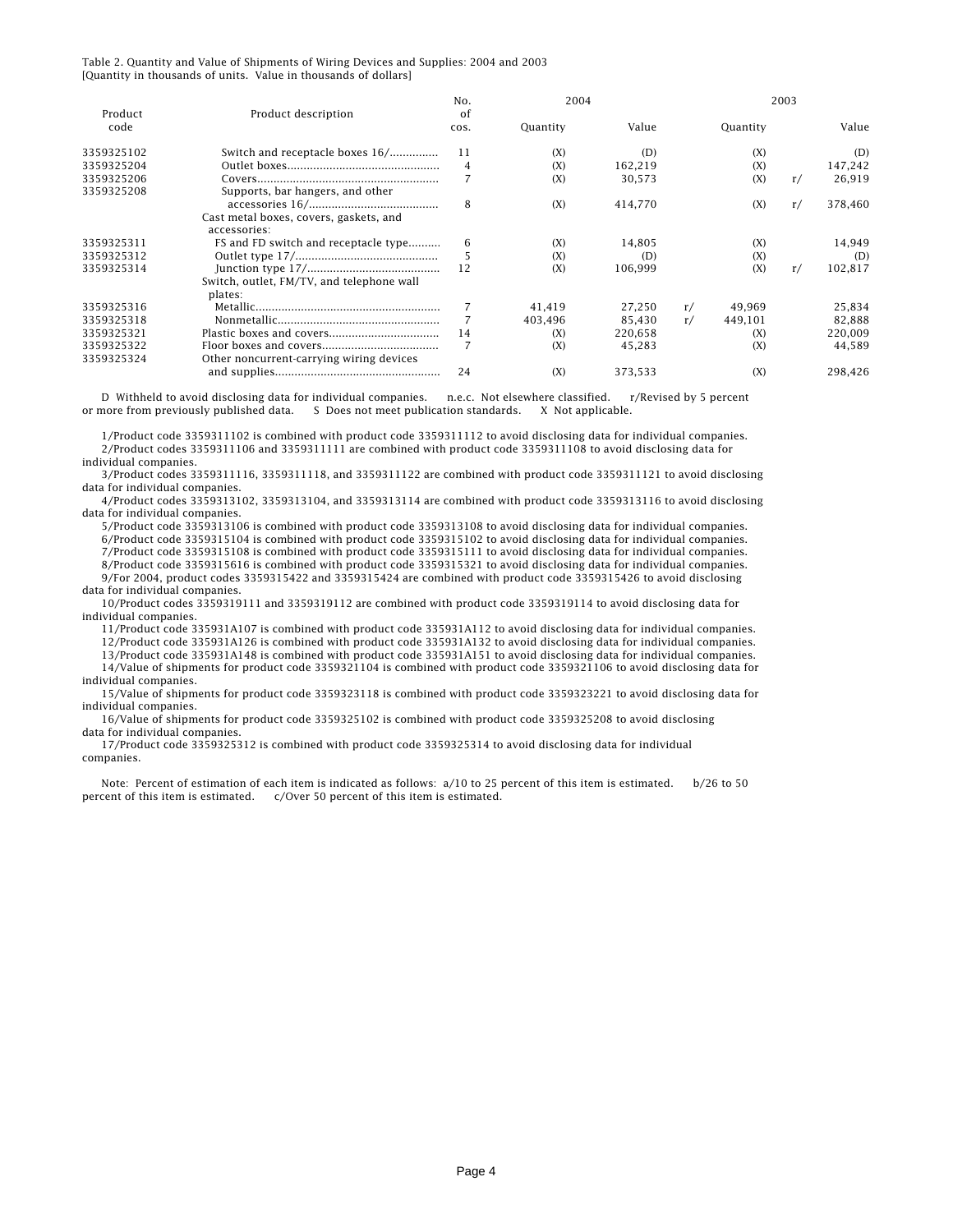Table 2. Quantity and Value of Shipments of Wiring Devices and Supplies: 2004 and 2003
[Quantity in thousands of units. Value in thousands of dollars]

| Product code | Product description | No. of cos. | 2004 Quantity | 2004 Value | | 2003 Quantity | | 2003 Value |
|---|---|---|---|---|---|---|---|---|
| 3359325102 | Switch and receptacle boxes 16/ | 11 | (X) | (D) | | (X) | | (D) |
| 3359325204 | Outlet boxes | 4 | (X) | 162,219 | | (X) | | 147,242 |
| 3359325206 | Covers | 7 | (X) | 30,573 | | (X) | r/ | 26,919 |
| 3359325208 | Supports, bar hangers, and other accessories 16/ | 8 | (X) | 414,770 | | (X) | r/ | 378,460 |
| | Cast metal boxes, covers, gaskets, and accessories: | | | | | | | |
| 3359325311 | FS and FD switch and receptacle type | 6 | (X) | 14,805 | | (X) | | 14,949 |
| 3359325312 | Outlet type 17/ | 5 | (X) | (D) | | (X) | | (D) |
| 3359325314 | Junction type 17/ | 12 | (X) | 106,999 | | (X) | r/ | 102,817 |
| | Switch, outlet, FM/TV, and telephone wall plates: | | | | | | | |
| 3359325316 | Metallic | 7 | 41,419 | 27,250 | r/ | 49,969 | | 25,834 |
| 3359325318 | Nonmetallic | 7 | 403,496 | 85,430 | r/ | 449,101 | | 82,888 |
| 3359325321 | Plastic boxes and covers | 14 | (X) | 220,658 | | (X) | | 220,009 |
| 3359325322 | Floor boxes and covers | 7 | (X) | 45,283 | | (X) | | 44,589 |
| 3359325324 | Other noncurrent-carrying wiring devices and supplies | 24 | (X) | 373,533 | | (X) | | 298,426 |

D Withheld to avoid disclosing data for individual companies. n.e.c. Not elsewhere classified. r/Revised by 5 percent or more from previously published data. S Does not meet publication standards. X Not applicable.

1/Product code 3359311102 is combined with product code 3359311112 to avoid disclosing data for individual companies.
2/Product codes 3359311106 and 3359311111 are combined with product code 3359311108 to avoid disclosing data for individual companies.
3/Product codes 3359311116, 3359311118, and 3359311122 are combined with product code 3359311121 to avoid disclosing data for individual companies.
4/Product codes 3359313102, 3359313104, and 3359313114 are combined with product code 3359313116 to avoid disclosing data for individual companies.
5/Product code 3359313106 is combined with product code 3359313108 to avoid disclosing data for individual companies.
6/Product code 3359315104 is combined with product code 3359315102 to avoid disclosing data for individual companies.
7/Product code 3359315108 is combined with product code 3359315111 to avoid disclosing data for individual companies.
8/Product code 3359315616 is combined with product code 3359315321 to avoid disclosing data for individual companies.
9/For 2004, product codes 3359315422 and 3359315424 are combined with product code 3359315426 to avoid disclosing data for individual companies.
10/Product codes 3359319111 and 3359319112 are combined with product code 3359319114 to avoid disclosing data for individual companies.
11/Product code 335931A107 is combined with product code 335931A112 to avoid disclosing data for individual companies.
12/Product code 335931A126 is combined with product code 335931A132 to avoid disclosing data for individual companies.
13/Product code 335931A148 is combined with product code 335931A151 to avoid disclosing data for individual companies.
14/Value of shipments for product code 3359321104 is combined with product code 3359321106 to avoid disclosing data for individual companies.
15/Value of shipments for product code 3359323118 is combined with product code 3359323221 to avoid disclosing data for individual companies.
16/Value of shipments for product code 3359325102 is combined with product code 3359325208 to avoid disclosing data for individual companies.
17/Product code 3359325312 is combined with product code 3359325314 to avoid disclosing data for individual companies.

Note: Percent of estimation of each item is indicated as follows: a/10 to 25 percent of this item is estimated. b/26 to 50 percent of this item is estimated. c/Over 50 percent of this item is estimated.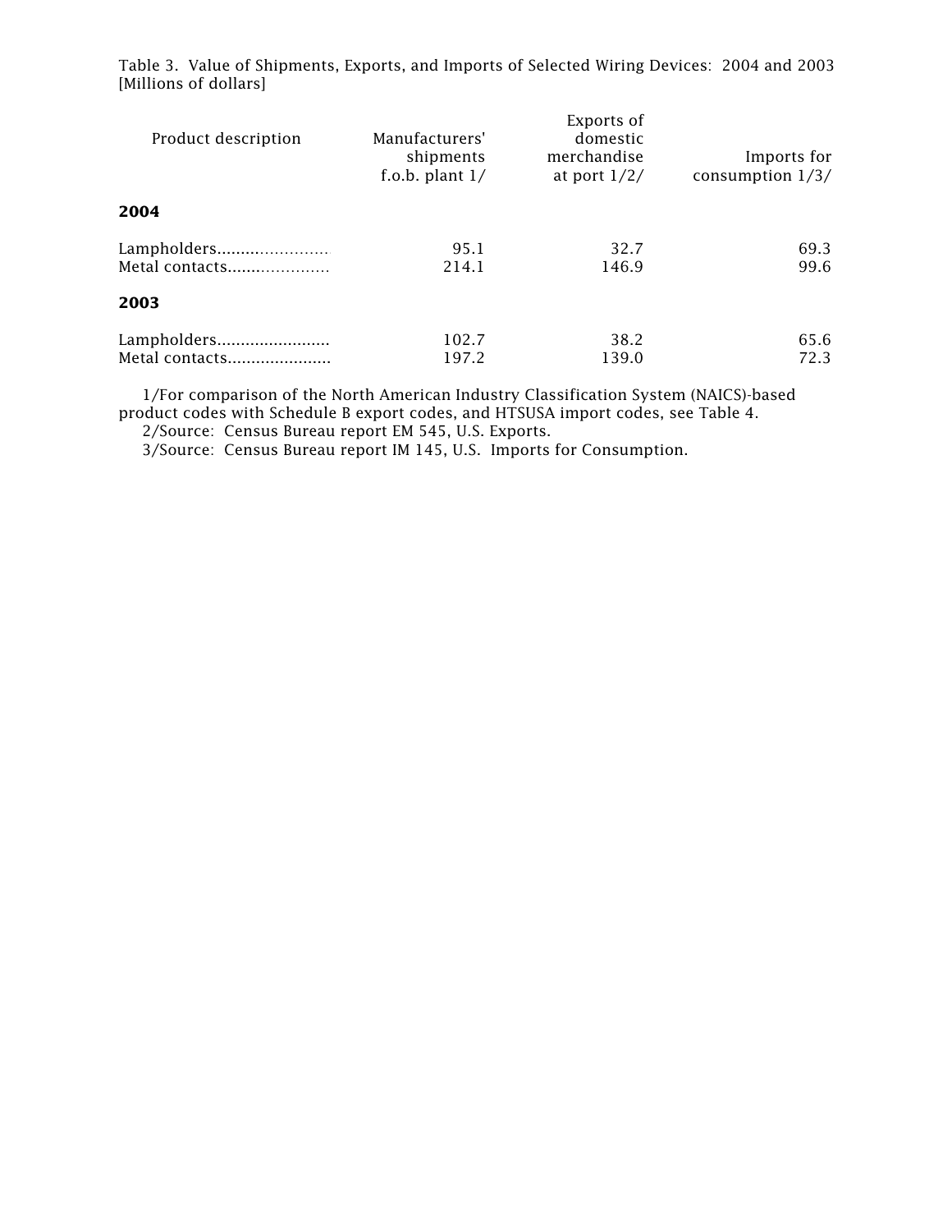Table 3. Value of Shipments, Exports, and Imports of Selected Wiring Devices: 2004 and 2003
[Millions of dollars]

| Product description | Manufacturers' shipments f.o.b. plant 1/ | Exports of domestic merchandise at port 1/2/ | Imports for consumption 1/3/ |
|---|---|---|---|
| **2004** | | | |
| Lampholders........................ | 95.1 | 32.7 | 69.3 |
| Metal contacts...................... | 214.1 | 146.9 | 99.6 |
| **2003** | | | |
| Lampholders........................ | 102.7 | 38.2 | 65.6 |
| Metal contacts...................... | 197.2 | 139.0 | 72.3 |

1/For comparison of the North American Industry Classification System (NAICS)-based product codes with Schedule B export codes, and HTSUSA import codes, see Table 4.
2/Source: Census Bureau report EM 545, U.S. Exports.
3/Source: Census Bureau report IM 145, U.S. Imports for Consumption.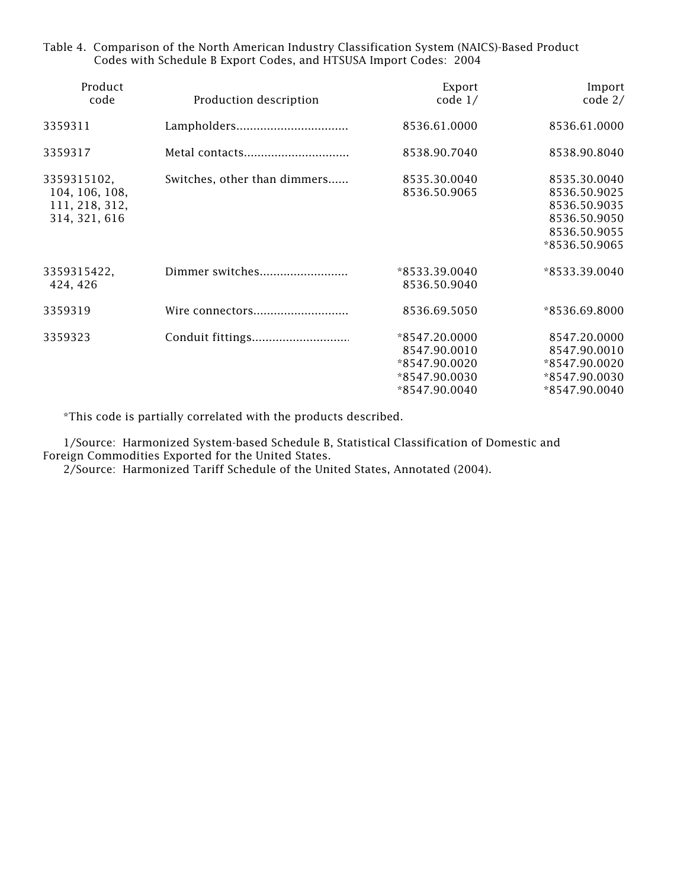Table 4. Comparison of the North American Industry Classification System (NAICS)-Based Product Codes with Schedule B Export Codes, and HTSUSA Import Codes: 2004

| Product code | Production description | Export code 1/ | Import code 2/ |
|---|---|---|---|
| 3359311 | Lampholders................................ | 8536.61.0000 | 8536.61.0000 |
| 3359317 | Metal contacts.............................. | 8538.90.7040 | 8538.90.8040 |
| 3359315102, 104, 106, 108, 111, 218, 312, 314, 321, 616 | Switches, other than dimmers...... | 8535.30.0040<br>8536.50.9065 | 8535.30.0040<br>8536.50.9025<br>8536.50.9035<br>8536.50.9050<br>8536.50.9055<br>*8536.50.9065 |
| 3359315422, 424, 426 | Dimmer switches......................... | *8533.39.0040<br>8536.50.9040 | *8533.39.0040 |
| 3359319 | Wire connectors........................... | 8536.69.5050 | *8536.69.8000 |
| 3359323 | Conduit fittings............................ | *8547.20.0000<br>8547.90.0010<br>*8547.90.0020<br>*8547.90.0030<br>*8547.90.0040 | 8547.20.0000<br>8547.90.0010<br>*8547.90.0020<br>*8547.90.0030<br>*8547.90.0040 |

*This code is partially correlated with the products described.

1/Source: Harmonized System-based Schedule B, Statistical Classification of Domestic and Foreign Commodities Exported for the United States.

2/Source: Harmonized Tariff Schedule of the United States, Annotated (2004).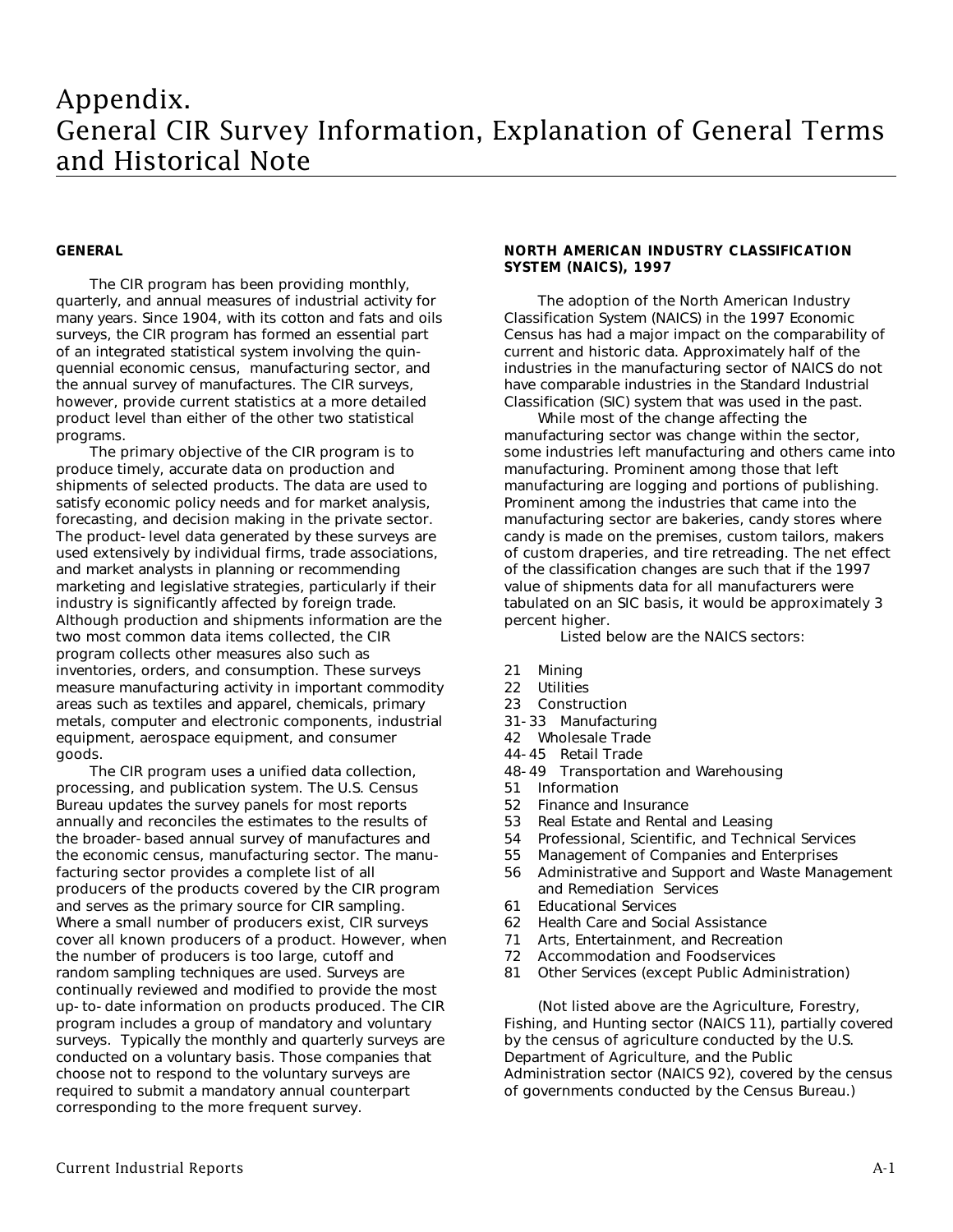# Appendix. General CIR Survey Information, Explanation of General Terms and Historical Note

## GENERAL

The CIR program has been providing monthly, quarterly, and annual measures of industrial activity for many years. Since 1904, with its cotton and fats and oils surveys, the CIR program has formed an essential part of an integrated statistical system involving the quinquennial economic census, manufacturing sector, and the annual survey of manufactures. The CIR surveys, however, provide current statistics at a more detailed product level than either of the other two statistical programs.

The primary objective of the CIR program is to produce timely, accurate data on production and shipments of selected products. The data are used to satisfy economic policy needs and for market analysis, forecasting, and decision making in the private sector. The product-level data generated by these surveys are used extensively by individual firms, trade associations, and market analysts in planning or recommending marketing and legislative strategies, particularly if their industry is significantly affected by foreign trade. Although production and shipments information are the two most common data items collected, the CIR program collects other measures also such as inventories, orders, and consumption. These surveys measure manufacturing activity in important commodity areas such as textiles and apparel, chemicals, primary metals, computer and electronic components, industrial equipment, aerospace equipment, and consumer goods.

The CIR program uses a unified data collection, processing, and publication system. The U.S. Census Bureau updates the survey panels for most reports annually and reconciles the estimates to the results of the broader-based annual survey of manufactures and the economic census, manufacturing sector. The manufacturing sector provides a complete list of all producers of the products covered by the CIR program and serves as the primary source for CIR sampling. Where a small number of producers exist, CIR surveys cover all known producers of a product. However, when the number of producers is too large, cutoff and random sampling techniques are used. Surveys are continually reviewed and modified to provide the most up-to-date information on products produced. The CIR program includes a group of mandatory and voluntary surveys. Typically the monthly and quarterly surveys are conducted on a voluntary basis. Those companies that choose not to respond to the voluntary surveys are required to submit a mandatory annual counterpart corresponding to the more frequent survey.

## NORTH AMERICAN INDUSTRY CLASSIFICATION SYSTEM (NAICS), 1997

The adoption of the North American Industry Classification System (NAICS) in the 1997 Economic Census has had a major impact on the comparability of current and historic data. Approximately half of the industries in the manufacturing sector of NAICS do not have comparable industries in the Standard Industrial Classification (SIC) system that was used in the past.

While most of the change affecting the manufacturing sector was change within the sector, some industries left manufacturing and others came into manufacturing. Prominent among those that left manufacturing are logging and portions of publishing. Prominent among the industries that came into the manufacturing sector are bakeries, candy stores where candy is made on the premises, custom tailors, makers of custom draperies, and tire retreading. The net effect of the classification changes are such that if the 1997 value of shipments data for all manufacturers were tabulated on an SIC basis, it would be approximately 3 percent higher.

Listed below are the NAICS sectors:

- 21 Mining
- 22 Utilities
- 23 Construction
- 31-33 Manufacturing
- 42 Wholesale Trade
- 44-45 Retail Trade
- 48-49 Transportation and Warehousing
- 51 Information
- 52 Finance and Insurance
- 53 Real Estate and Rental and Leasing
- 54 Professional, Scientific, and Technical Services
- 55 Management of Companies and Enterprises
- 56 Administrative and Support and Waste Management and Remediation Services
- 61 Educational Services
- 62 Health Care and Social Assistance
- 71 Arts, Entertainment, and Recreation
- 72 Accommodation and Foodservices
- 81 Other Services (except Public Administration)

(Not listed above are the Agriculture, Forestry, Fishing, and Hunting sector (NAICS 11), partially covered by the census of agriculture conducted by the U.S. Department of Agriculture, and the Public Administration sector (NAICS 92), covered by the census of governments conducted by the Census Bureau.)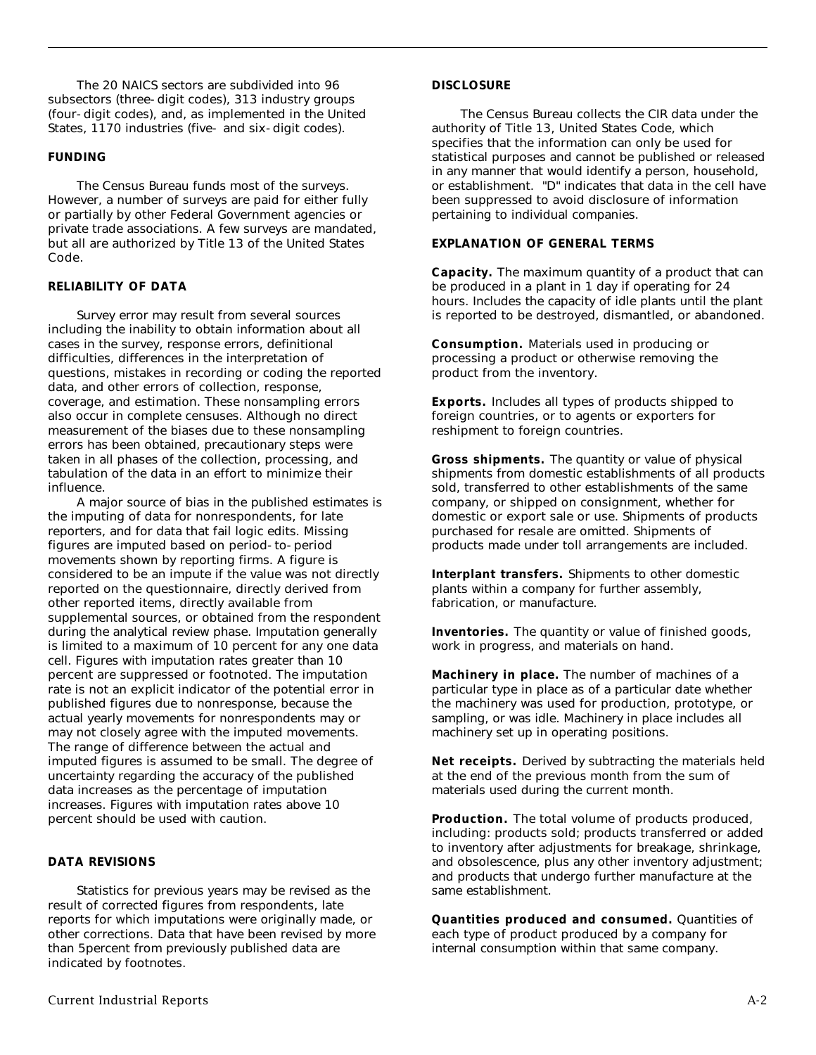The 20 NAICS sectors are subdivided into 96 subsectors (three-digit codes), 313 industry groups (four-digit codes), and, as implemented in the United States, 1170 industries (five- and six-digit codes).

**FUNDING**

The Census Bureau funds most of the surveys. However, a number of surveys are paid for either fully or partially by other Federal Government agencies or private trade associations. A few surveys are mandated, but all are authorized by Title 13 of the United States Code.

**RELIABILITY OF DATA**

Survey error may result from several sources including the inability to obtain information about all cases in the survey, response errors, definitional difficulties, differences in the interpretation of questions, mistakes in recording or coding the reported data, and other errors of collection, response, coverage, and estimation. These nonsampling errors also occur in complete censuses. Although no direct measurement of the biases due to these nonsampling errors has been obtained, precautionary steps were taken in all phases of the collection, processing, and tabulation of the data in an effort to minimize their influence.

A major source of bias in the published estimates is the imputing of data for nonrespondents, for late reporters, and for data that fail logic edits. Missing figures are imputed based on period-to-period movements shown by reporting firms. A figure is considered to be an impute if the value was not directly reported on the questionnaire, directly derived from other reported items, directly available from supplemental sources, or obtained from the respondent during the analytical review phase. Imputation generally is limited to a maximum of 10 percent for any one data cell. Figures with imputation rates greater than 10 percent are suppressed or footnoted. The imputation rate is not an explicit indicator of the potential error in published figures due to nonresponse, because the actual yearly movements for nonrespondents may or may not closely agree with the imputed movements. The range of difference between the actual and imputed figures is assumed to be small. The degree of uncertainty regarding the accuracy of the published data increases as the percentage of imputation increases. Figures with imputation rates above 10 percent should be used with caution.

**DATA REVISIONS**

Statistics for previous years may be revised as the result of corrected figures from respondents, late reports for which imputations were originally made, or other corrections. Data that have been revised by more than 5percent from previously published data are indicated by footnotes.

**DISCLOSURE**

The Census Bureau collects the CIR data under the authority of Title 13, United States Code, which specifies that the information can only be used for statistical purposes and cannot be published or released in any manner that would identify a person, household, or establishment. "D" indicates that data in the cell have been suppressed to avoid disclosure of information pertaining to individual companies.

**EXPLANATION OF GENERAL TERMS**

**Capacity.** The maximum quantity of a product that can be produced in a plant in 1 day if operating for 24 hours. Includes the capacity of idle plants until the plant is reported to be destroyed, dismantled, or abandoned.

**Consumption.** Materials used in producing or processing a product or otherwise removing the product from the inventory.

**Exports.** Includes all types of products shipped to foreign countries, or to agents or exporters for reshipment to foreign countries.

**Gross shipments.** The quantity or value of physical shipments from domestic establishments of all products sold, transferred to other establishments of the same company, or shipped on consignment, whether for domestic or export sale or use. Shipments of products purchased for resale are omitted. Shipments of products made under toll arrangements are included.

**Interplant transfers.** Shipments to other domestic plants within a company for further assembly, fabrication, or manufacture.

**Inventories.** The quantity or value of finished goods, work in progress, and materials on hand.

**Machinery in place.** The number of machines of a particular type in place as of a particular date whether the machinery was used for production, prototype, or sampling, or was idle. Machinery in place includes all machinery set up in operating positions.

**Net receipts.** Derived by subtracting the materials held at the end of the previous month from the sum of materials used during the current month.

**Production.** The total volume of products produced, including: products sold; products transferred or added to inventory after adjustments for breakage, shrinkage, and obsolescence, plus any other inventory adjustment; and products that undergo further manufacture at the same establishment.

**Quantities produced and consumed.** Quantities of each type of product produced by a company for internal consumption within that same company.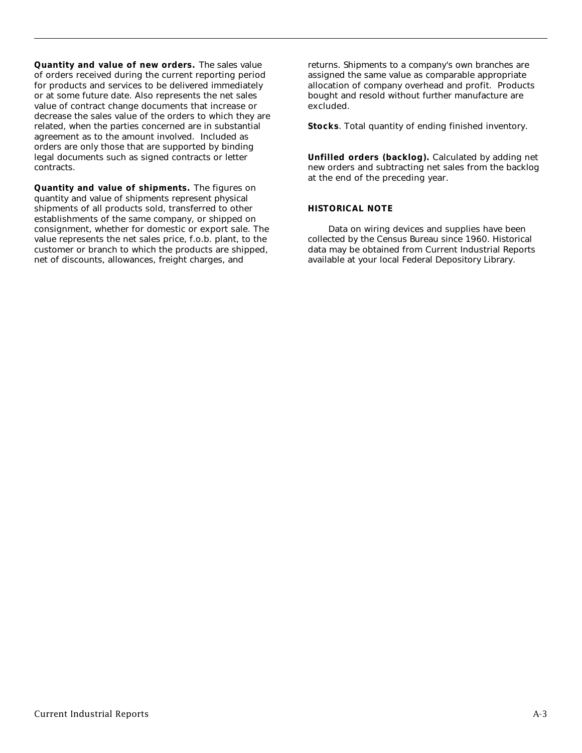**Quantity and value of new orders.** The sales value of orders received during the current reporting period for products and services to be delivered immediately or at some future date. Also represents the net sales value of contract change documents that increase or decrease the sales value of the orders to which they are related, when the parties concerned are in substantial agreement as to the amount involved. Included as orders are only those that are supported by binding legal documents such as signed contracts or letter contracts.

**Quantity and value of shipments.** The figures on quantity and value of shipments represent physical shipments of all products sold, transferred to other establishments of the same company, or shipped on consignment, whether for domestic or export sale. The value represents the net sales price, f.o.b. plant, to the customer or branch to which the products are shipped, net of discounts, allowances, freight charges, and returns. Shipments to a company's own branches are assigned the same value as comparable appropriate allocation of company overhead and profit. Products bought and resold without further manufacture are excluded.

**Stocks**. Total quantity of ending finished inventory.

**Unfilled orders (backlog).** Calculated by adding net new orders and subtracting net sales from the backlog at the end of the preceding year.

**HISTORICAL NOTE**

Data on wiring devices and supplies have been collected by the Census Bureau since 1960. Historical data may be obtained from Current Industrial Reports available at your local Federal Depository Library.